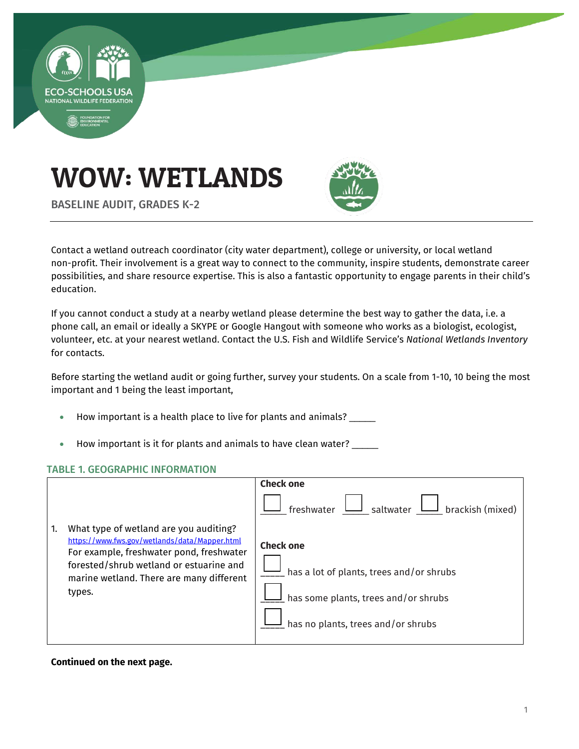# WOW: WETLANDS

BASELINE AUDIT, GRADES K-2

Contact a wetland outreach coordinator (city water department), college or university, or local wetland non-profit. Their involvement is a great way to connect to the community, inspire students, demonstrate career possibilities, and share resource expertise. This is also a fantastic opportunity to engage parents in their child's education.

If you cannot conduct a study at a nearby wetland please determine the best way to gather the data, i.e. a phone call, an email or ideally a SKYPE or Google Hangout with someone who works as a biologist, ecologist, volunteer, etc. at your nearest wetland. Contact the U.S. Fish and Wildlife Service's *National Wetlands Inventory* for contacts.

Before starting the wetland audit or going further, survey your students. On a scale from 1-10, 10 being the most important and 1 being the least important,

- How important is a health place to live for plants and animals? _____
- How important is it for plants and animals to have clean water? _____

### TABLE 1. GEOGRAPHIC INFORMATION

| | |
|---|---|
| 1. What type of wetland are you auditing? https://www.fws.gov/wetlands/data/Mapper.html For example, freshwater pond, freshwater forested/shrub wetland or estuarine and marine wetland. There are many different types. | **Check one**<br>☐ freshwater ☐ saltwater ☐ brackish (mixed)<br><br>**Check one**<br>☐ has a lot of plants, trees and/or shrubs<br>☐ has some plants, trees and/or shrubs<br>☐ has no plants, trees and/or shrubs |

**Continued on the next page.**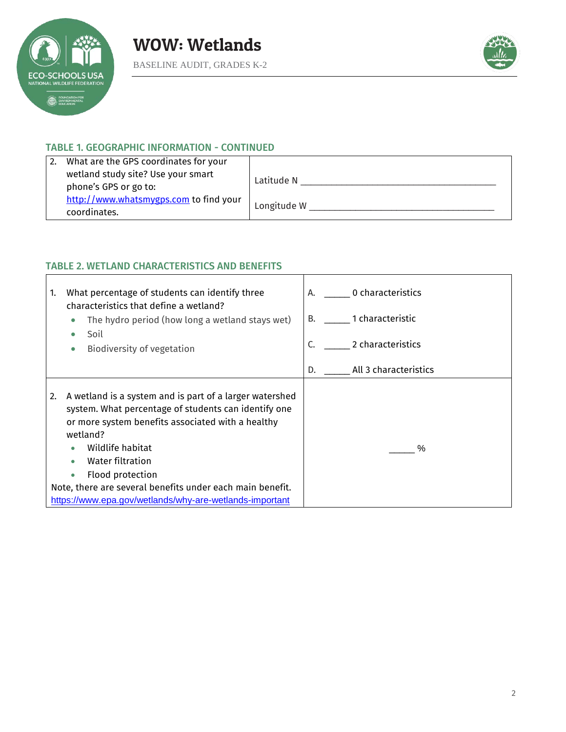### TABLE 1. GEOGRAPHIC INFORMATION - CONTINUED

| | |
|---|---|
| 2. What are the GPS coordinates for your wetland study site? Use your smart phone's GPS or go to: http://www.whatsmygps.com to find your coordinates. | Latitude N ________________________________________ <br><br> Longitude W ______________________________________ |

### TABLE 2. WETLAND CHARACTERISTICS AND BENEFITS

| | |
|---|---|
| 1. What percentage of students can identify three characteristics that define a wetland?<br>• The hydro period (how long a wetland stays wet)<br>• Soil<br>• Biodiversity of vegetation | A. _____ 0 characteristics<br>B. _____ 1 characteristic<br>C. _____ 2 characteristics<br>D. _____ All 3 characteristics |
| 2. A wetland is a system and is part of a larger watershed system. What percentage of students can identify one or more system benefits associated with a healthy wetland?<br>• Wildlife habitat<br>• Water filtration<br>• Flood protection<br>Note, there are several benefits under each main benefit.<br>https://www.epa.gov/wetlands/why-are-wetlands-important | _____ % |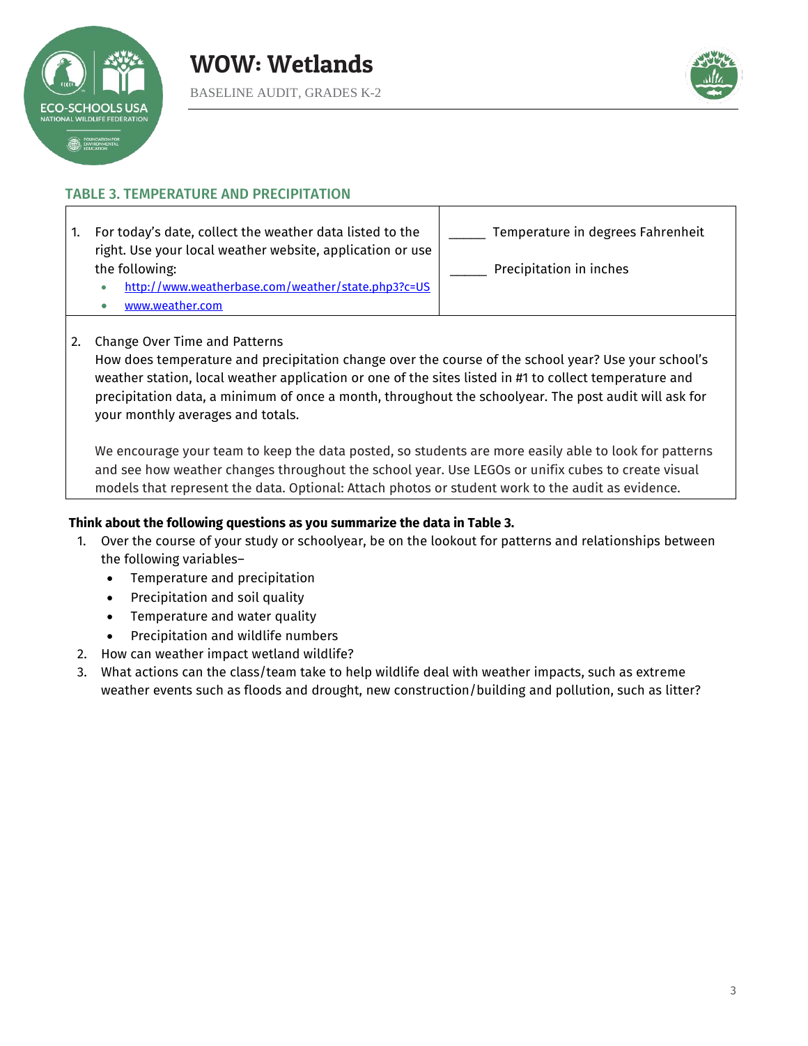### TABLE 3. TEMPERATURE AND PRECIPITATION

| | |
|---|---|
| 1. For today's date, collect the weather data listed to the right. Use your local weather website, application or use the following: <br>• http://www.weatherbase.com/weather/state.php3?c=US <br>• www.weather.com | _____ Temperature in degrees Fahrenheit <br><br> _____ Precipitation in inches |
| 2. Change Over Time and Patterns <br>How does temperature and precipitation change over the course of the school year? Use your school's weather station, local weather application or one of the sites listed in #1 to collect temperature and precipitation data, a minimum of once a month, throughout the schoolyear. The post audit will ask for your monthly averages and totals. <br><br>We encourage your team to keep the data posted, so students are more easily able to look for patterns and see how weather changes throughout the school year. Use LEGOs or unifix cubes to create visual models that represent the data. Optional: Attach photos or student work to the audit as evidence. | |

**Think about the following questions as you summarize the data in Table 3.**

1. Over the course of your study or schoolyear, be on the lookout for patterns and relationships between the following variables–
   - Temperature and precipitation
   - Precipitation and soil quality
   - Temperature and water quality
   - Precipitation and wildlife numbers
2. How can weather impact wetland wildlife?
3. What actions can the class/team take to help wildlife deal with weather impacts, such as extreme weather events such as floods and drought, new construction/building and pollution, such as litter?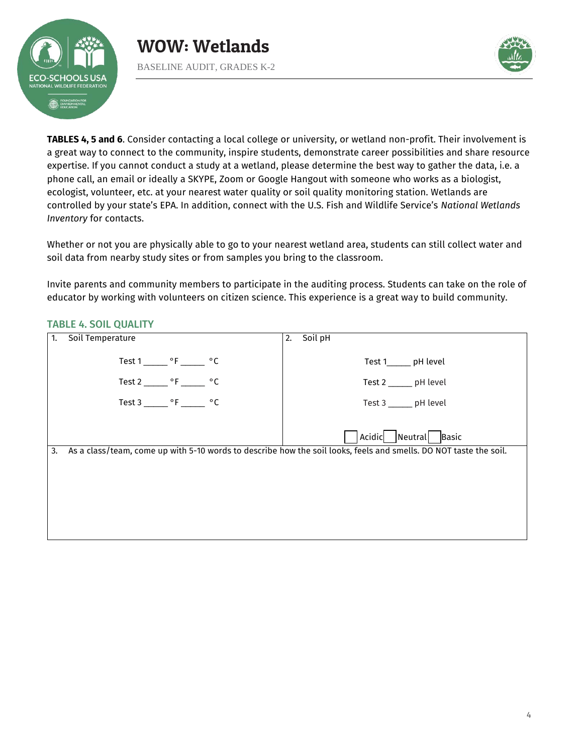**TABLES 4, 5 and 6**. Consider contacting a local college or university, or wetland non-profit. Their involvement is a great way to connect to the community, inspire students, demonstrate career possibilities and share resource expertise. If you cannot conduct a study at a wetland, please determine the best way to gather the data, i.e. a phone call, an email or ideally a SKYPE, Zoom or Google Hangout with someone who works as a biologist, ecologist, volunteer, etc. at your nearest water quality or soil quality monitoring station. Wetlands are controlled by your state's EPA. In addition, connect with the U.S. Fish and Wildlife Service's *National Wetlands Inventory* for contacts.

Whether or not you are physically able to go to your nearest wetland area, students can still collect water and soil data from nearby study sites or from samples you bring to the classroom.

Invite parents and community members to participate in the auditing process. Students can take on the role of educator by working with volunteers on citizen science. This experience is a great way to build community.

## TABLE 4. SOIL QUALITY

| 1. Soil Temperature | 2. Soil pH |
|---|---|
| Test 1 _____ °F _____ °C<br>Test 2 _____ °F _____ °C<br>Test 3 _____ °F _____ °C | Test 1_____ pH level<br>Test 2 _____ pH level<br>Test 3 _____ pH level<br>☐ Acidic ☐ Neutral ☐ Basic |
| 3. As a class/team, come up with 5-10 words to describe how the soil looks, feels and smells. DO NOT taste the soil. | |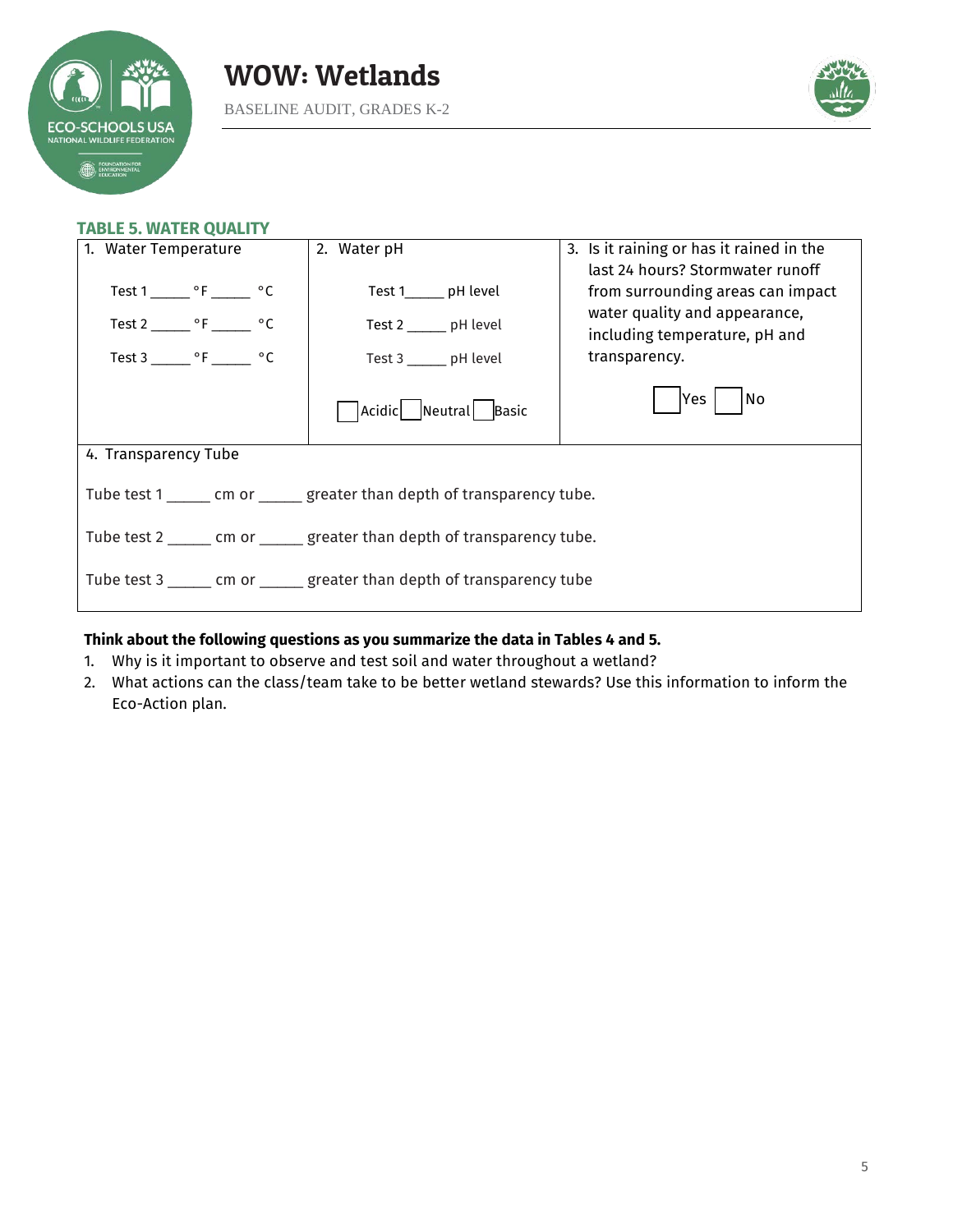### TABLE 5. WATER QUALITY

| 1. Water Temperature | 2. Water pH | 3. Is it raining or has it rained in the last 24 hours? Stormwater runoff from surrounding areas can impact water quality and appearance, including temperature, pH and transparency. |
|---|---|---|
| Test 1 _____ °F _____ °C<br>Test 2 _____ °F _____ °C<br>Test 3 _____ °F _____ °C | Test 1_____ pH level<br>Test 2 _____ pH level<br>Test 3 _____ pH level<br>☐ Acidic ☐ Neutral ☐ Basic | ☐ Yes ☐ No |
| 4. Transparency Tube<br>Tube test 1 _____ cm or _____ greater than depth of transparency tube.<br>Tube test 2 _____ cm or _____ greater than depth of transparency tube.<br>Tube test 3 _____ cm or _____ greater than depth of transparency tube | | |

**Think about the following questions as you summarize the data in Tables 4 and 5.**

1. Why is it important to observe and test soil and water throughout a wetland?
2. What actions can the class/team take to be better wetland stewards? Use this information to inform the Eco-Action plan.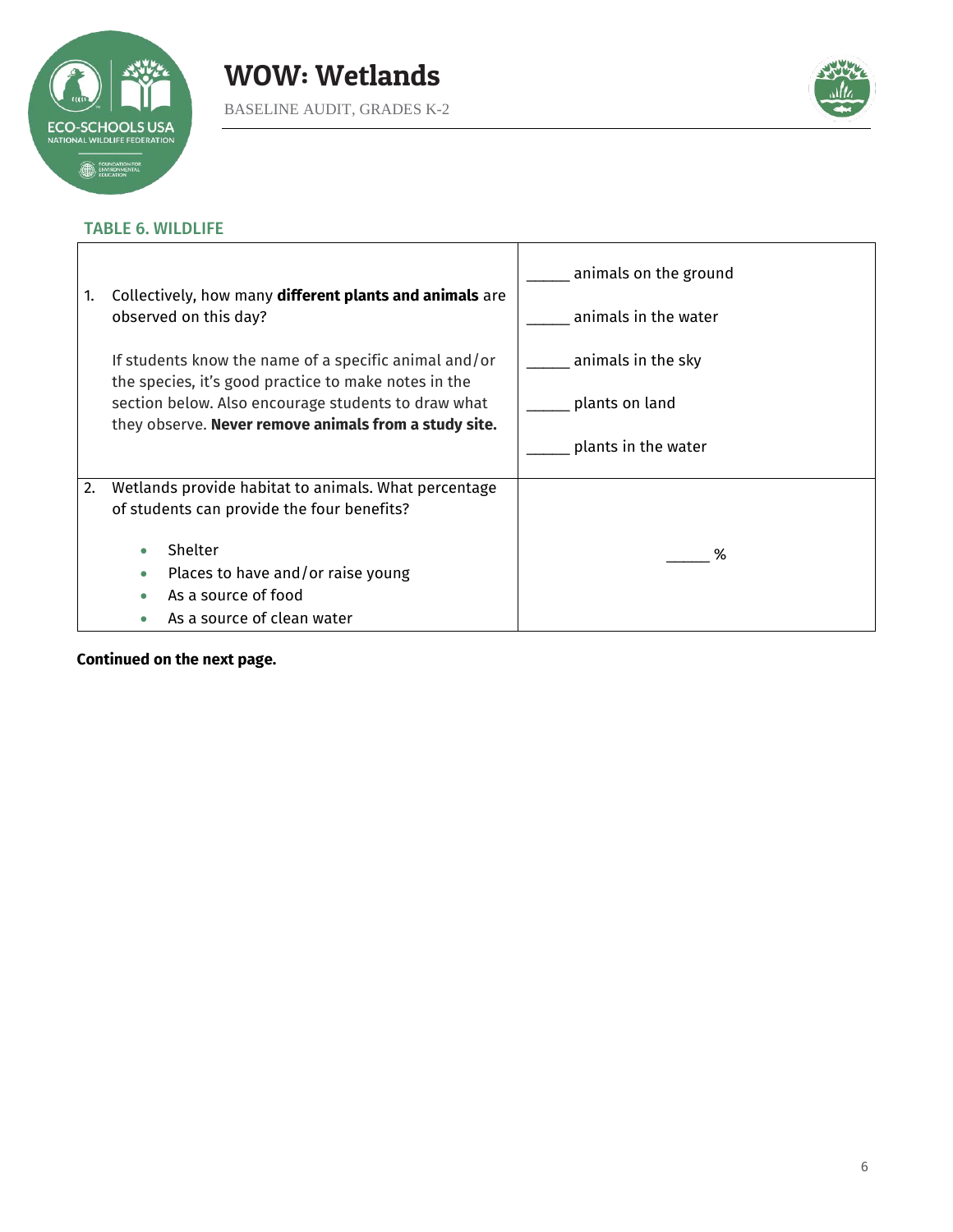### TABLE 6. WILDLIFE

| | |
|---|---|
| 1. Collectively, how many **different plants and animals** are observed on this day?<br><br>If students know the name of a specific animal and/or the species, it's good practice to make notes in the section below. Also encourage students to draw what they observe. **Never remove animals from a study site.** | _____ animals on the ground<br><br>_____ animals in the water<br><br>_____ animals in the sky<br><br>_____ plants on land<br><br>_____ plants in the water |
| 2. Wetlands provide habitat to animals. What percentage of students can provide the four benefits?<br><br>• Shelter<br>• Places to have and/or raise young<br>• As a source of food<br>• As a source of clean water | _____ % |

**Continued on the next page.**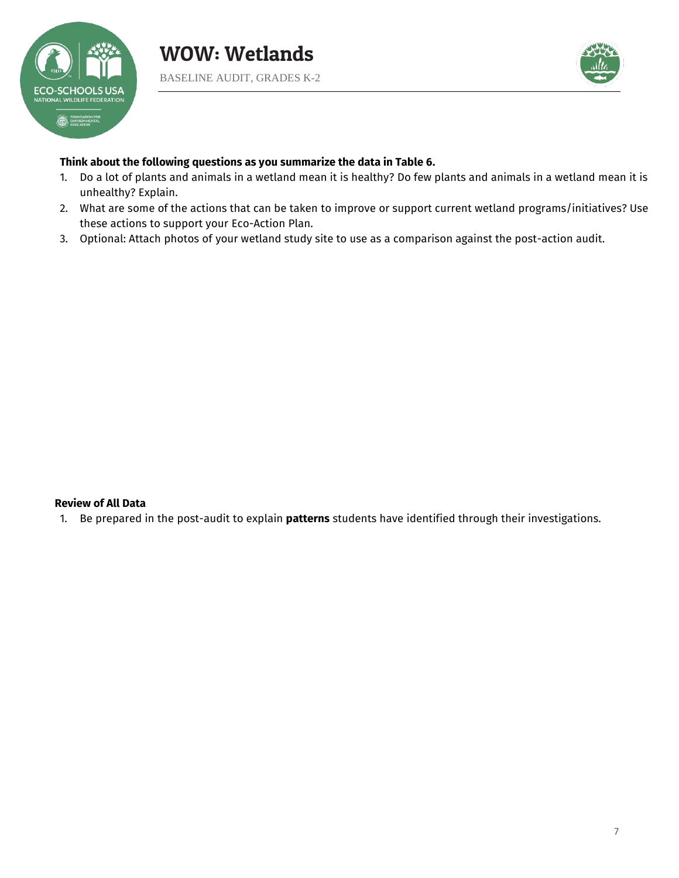**Think about the following questions as you summarize the data in Table 6.**

1. Do a lot of plants and animals in a wetland mean it is healthy? Do few plants and animals in a wetland mean it is unhealthy? Explain.
2. What are some of the actions that can be taken to improve or support current wetland programs/initiatives? Use these actions to support your Eco-Action Plan.
3. Optional: Attach photos of your wetland study site to use as a comparison against the post-action audit.

**Review of All Data**

1. Be prepared in the post-audit to explain **patterns** students have identified through their investigations.